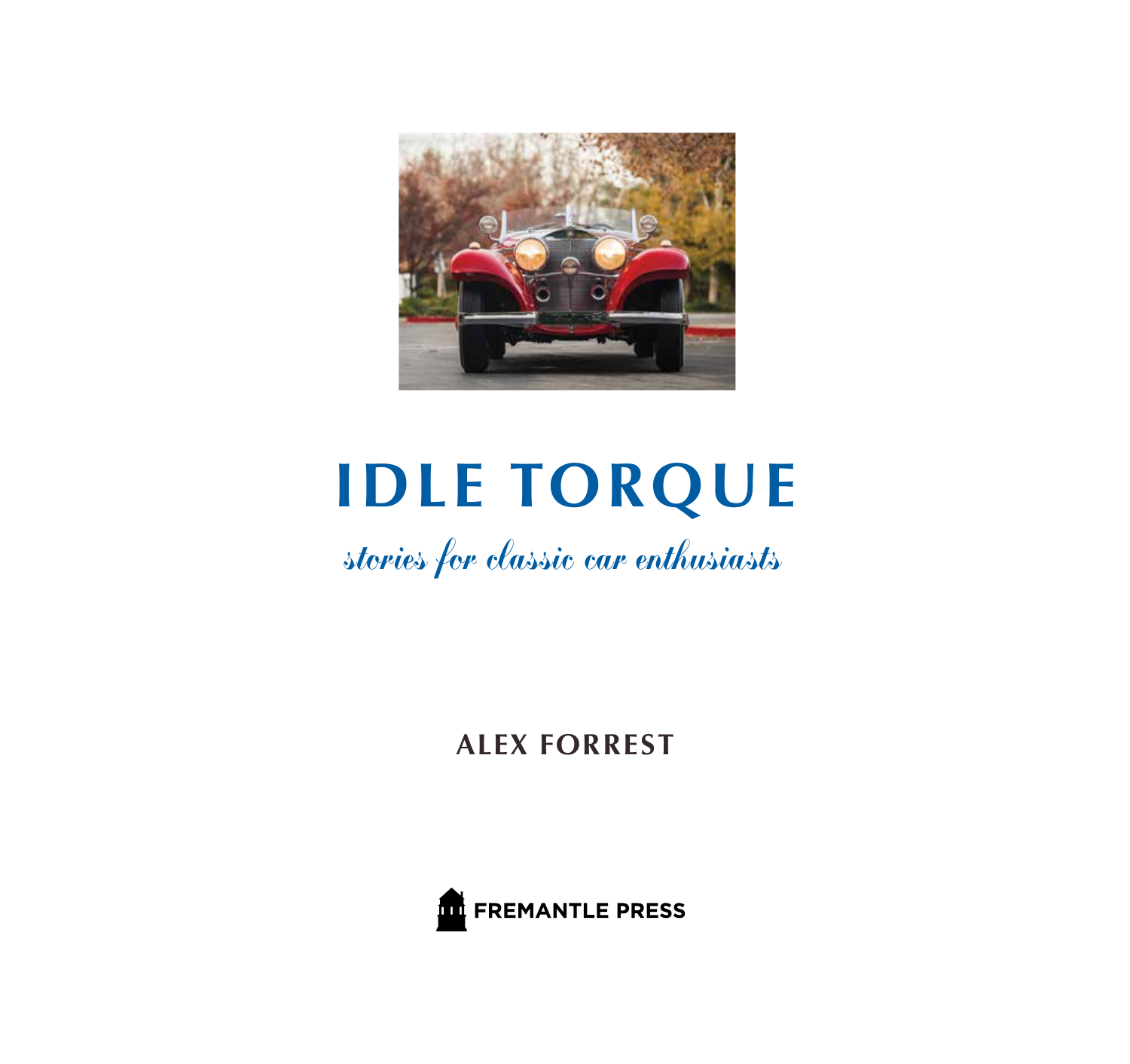# IDLE TORQUE

*stories for classic car enthusiasts*

**ALEX FORREST**

**FREMANTLE PRESS**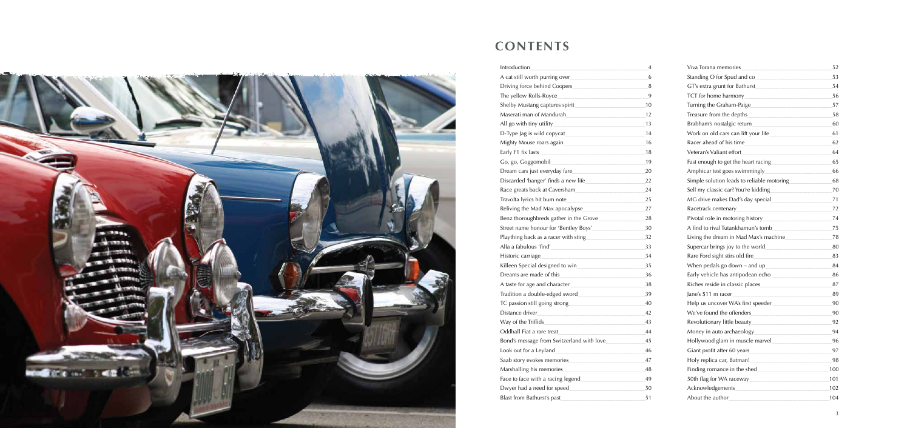# CONTENTS

| | |
|---|---|
| Introduction | 4 |
| A cat still worth purring over | 6 |
| Driving force behind Coopers | 8 |
| The yellow Rolls-Royce | 9 |
| Shelby Mustang captures spirit | 10 |
| Maserati man of Mandurah | 12 |
| All go with tiny utility | 13 |
| D-Type Jag is wild copycat | 14 |
| Mighty Mouse roars again | 16 |
| Early F1 fix lasts | 18 |
| Go, go, Goggomobil | 19 |
| Dream cars just everyday fare | 20 |
| Discarded 'banger' finds a new life | 22 |
| Race greats back at Caversham | 24 |
| Travolta lyrics hit bum note | 25 |
| Reliving the Mad Max apocalypse | 27 |
| Benz thoroughbreds gather in the Grove | 28 |
| Street name honour for 'Bentley Boys' | 30 |
| Plaything back as a racer with sting | 32 |
| Alfa a fabulous 'find' | 33 |
| Historic carriage | 34 |
| Killeen Special designed to win | 35 |
| Dreams are made of this | 36 |
| A taste for age and character | 38 |
| Tradition a double-edged sword | 39 |
| TC passion still going strong | 40 |
| Distance driver | 42 |
| Way of the Triffids | 43 |
| Oddball Fiat a rare treat | 44 |
| Bond's message from Switzerland with love | 45 |
| Look out for a Leyland | 46 |
| Saab story evokes memories | 47 |
| Marshalling his memories | 48 |
| Face to face with a racing legend | 49 |
| Dwyer had a need for speed | 50 |
| Blast from Bathurst's past | 51 |
| Viva Torana memories | 52 |
| Standing O for Spud and co | 53 |
| GT's extra grunt for Bathurst | 54 |
| TCT for home harmony | 56 |
| Turning the Graham-Paige | 57 |
| Treasure from the depths | 58 |
| Brabham's nostalgic return | 60 |
| Work on old cars can lift your life | 61 |
| Racer ahead of his time | 62 |
| Veteran's Valiant effort | 64 |
| Fast enough to get the heart racing | 65 |
| Amphicar test goes swimmingly | 66 |
| Simple solution leads to reliable motoring | 68 |
| Sell my classic car? You're kidding | 70 |
| MG drive makes Dad's day special | 71 |
| Racetrack centenary | 72 |
| Pivotal role in motoring history | 74 |
| A find to rival Tutankhamun's tomb | 75 |
| Living the dream in Mad Max's machine | 78 |
| Supercar brings joy to the world | 80 |
| Rare Ford sight stirs old fire | 83 |
| When pedals go down – and up | 84 |
| Early vehicle has antipodean echo | 86 |
| Riches reside in classic places | 87 |
| Jane's $11 m racer | 89 |
| Help us uncover WA's first speeder | 90 |
| We've found the offenders | 90 |
| Revolutionary little beauty | 92 |
| Money in auto archaeology | 94 |
| Hollywood glam in muscle marvel | 96 |
| Giant profit after 60 years | 97 |
| Holy replica car, Batman! | 98 |
| Finding romance in the shed | 100 |
| 50th flag for WA raceway | 101 |
| Acknowledgements | 102 |
| About the author | 104 |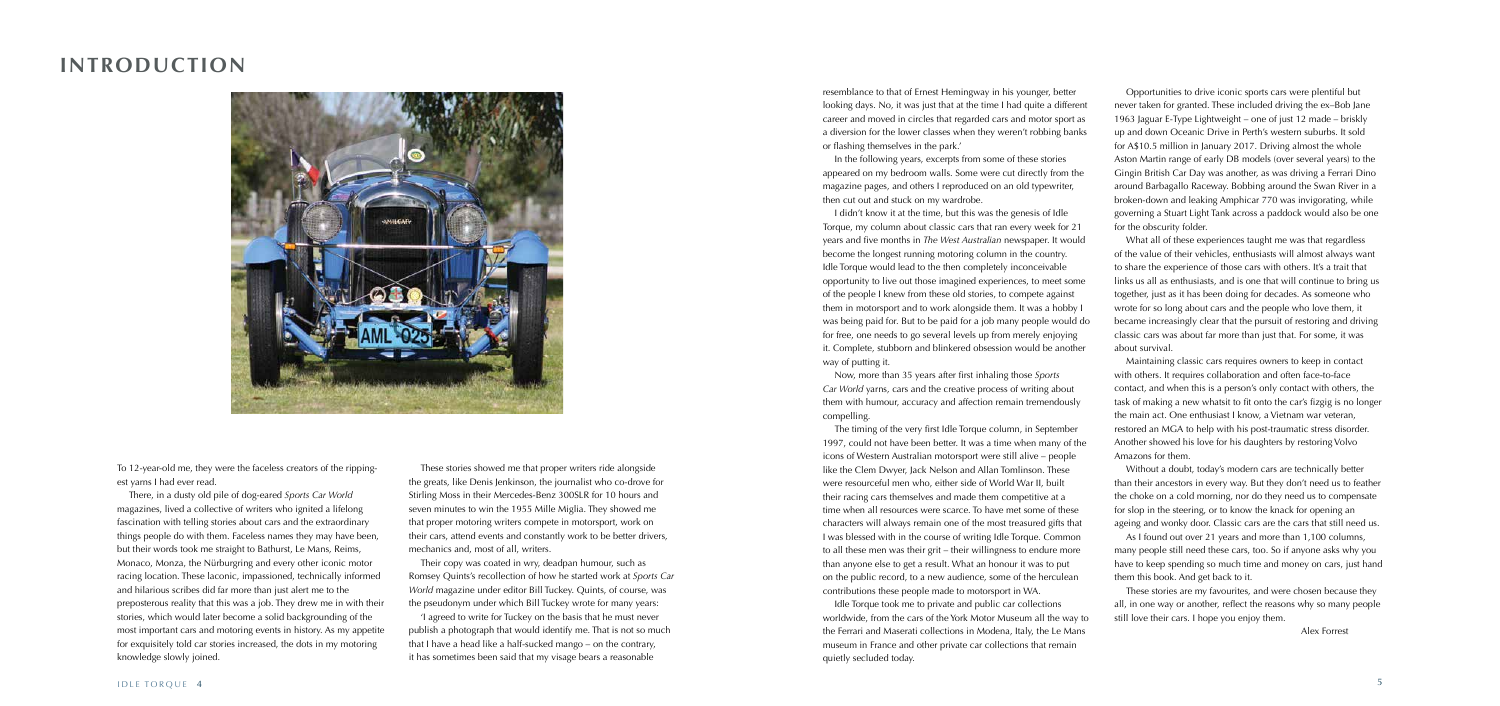# INTRODUCTION

To 12-year-old me, they were the faceless creators of the rippingest yarns I had ever read.

There, in a dusty old pile of dog-eared *Sports Car World* magazines, lived a collective of writers who ignited a lifelong fascination with telling stories about cars and the extraordinary things people do with them. Faceless names they may have been, but their words took me straight to Bathurst, Le Mans, Reims, Monaco, Monza, the Nürburgring and every other iconic motor racing location. These laconic, impassioned, technically informed and hilarious scribes did far more than just alert me to the preposterous reality that this was a job. They drew me in with their stories, which would later become a solid backgrounding of the most important cars and motoring events in history. As my appetite for exquisitely told car stories increased, the dots in my motoring knowledge slowly joined.

These stories showed me that proper writers ride alongside the greats, like Denis Jenkinson, the journalist who co-drove for Stirling Moss in their Mercedes-Benz 300SLR for 10 hours and seven minutes to win the 1955 Mille Miglia. They showed me that proper motoring writers compete in motorsport, work on their cars, attend events and constantly work to be better drivers, mechanics and, most of all, writers.

Their copy was coated in wry, deadpan humour, such as Romsey Quints's recollection of how he started work at *Sports Car World* magazine under editor Bill Tuckey. Quints, of course, was the pseudonym under which Bill Tuckey wrote for many years:

'I agreed to write for Tuckey on the basis that he must never publish a photograph that would identify me. That is not so much that I have a head like a half-sucked mango – on the contrary, it has sometimes been said that my visage bears a reasonable resemblance to that of Ernest Hemingway in his younger, better looking days. No, it was just that at the time I had quite a different career and moved in circles that regarded cars and motor sport as a diversion for the lower classes when they weren't robbing banks or flashing themselves in the park.'

In the following years, excerpts from some of these stories appeared on my bedroom walls. Some were cut directly from the magazine pages, and others I reproduced on an old typewriter, then cut out and stuck on my wardrobe.

I didn't know it at the time, but this was the genesis of Idle Torque, my column about classic cars that ran every week for 21 years and five months in *The West Australian* newspaper. It would become the longest running motoring column in the country. Idle Torque would lead to the then completely inconceivable opportunity to live out those imagined experiences, to meet some of the people I knew from these old stories, to compete against them in motorsport and to work alongside them. It was a hobby I was being paid for. But to be paid for a job many people would do for free, one needs to go several levels up from merely enjoying it. Complete, stubborn and blinkered obsession would be another way of putting it.

Now, more than 35 years after first inhaling those *Sports Car World* yarns, cars and the creative process of writing about them with humour, accuracy and affection remain tremendously compelling.

The timing of the very first Idle Torque column, in September 1997, could not have been better. It was a time when many of the icons of Western Australian motorsport were still alive – people like the Clem Dwyer, Jack Nelson and Allan Tomlinson. These were resourceful men who, either side of World War II, built their racing cars themselves and made them competitive at a time when all resources were scarce. To have met some of these characters will always remain one of the most treasured gifts that I was blessed with in the course of writing Idle Torque. Common to all these men was their grit – their willingness to endure more than anyone else to get a result. What an honour it was to put on the public record, to a new audience, some of the herculean contributions these people made to motorsport in WA.

Idle Torque took me to private and public car collections worldwide, from the cars of the York Motor Museum all the way to the Ferrari and Maserati collections in Modena, Italy, the Le Mans museum in France and other private car collections that remain quietly secluded today.

Opportunities to drive iconic sports cars were plentiful but never taken for granted. These included driving the ex–Bob Jane 1963 Jaguar E-Type Lightweight – one of just 12 made – briskly up and down Oceanic Drive in Perth's western suburbs. It sold for A$10.5 million in January 2017. Driving almost the whole Aston Martin range of early DB models (over several years) to the Gingin British Car Day was another, as was driving a Ferrari Dino around Barbagallo Raceway. Bobbing around the Swan River in a broken-down and leaking Amphicar 770 was invigorating, while governing a Stuart Light Tank across a paddock would also be one for the obscurity folder.

What all of these experiences taught me was that regardless of the value of their vehicles, enthusiasts will almost always want to share the experience of those cars with others. It's a trait that links us all as enthusiasts, and is one that will continue to bring us together, just as it has been doing for decades. As someone who wrote for so long about cars and the people who love them, it became increasingly clear that the pursuit of restoring and driving classic cars was about far more than just that. For some, it was about survival.

Maintaining classic cars requires owners to keep in contact with others. It requires collaboration and often face-to-face contact, and when this is a person's only contact with others, the task of making a new whatsit to fit onto the car's fizgig is no longer the main act. One enthusiast I know, a Vietnam war veteran, restored an MGA to help with his post-traumatic stress disorder. Another showed his love for his daughters by restoring Volvo Amazons for them.

Without a doubt, today's modern cars are technically better than their ancestors in every way. But they don't need us to feather the choke on a cold morning, nor do they need us to compensate for slop in the steering, or to know the knack for opening an ageing and wonky door. Classic cars are the cars that still need us.

As I found out over 21 years and more than 1,100 columns, many people still need these cars, too. So if anyone asks why you have to keep spending so much time and money on cars, just hand them this book. And get back to it.

These stories are my favourites, and were chosen because they all, in one way or another, reflect the reasons why so many people still love their cars. I hope you enjoy them.

Alex Forrest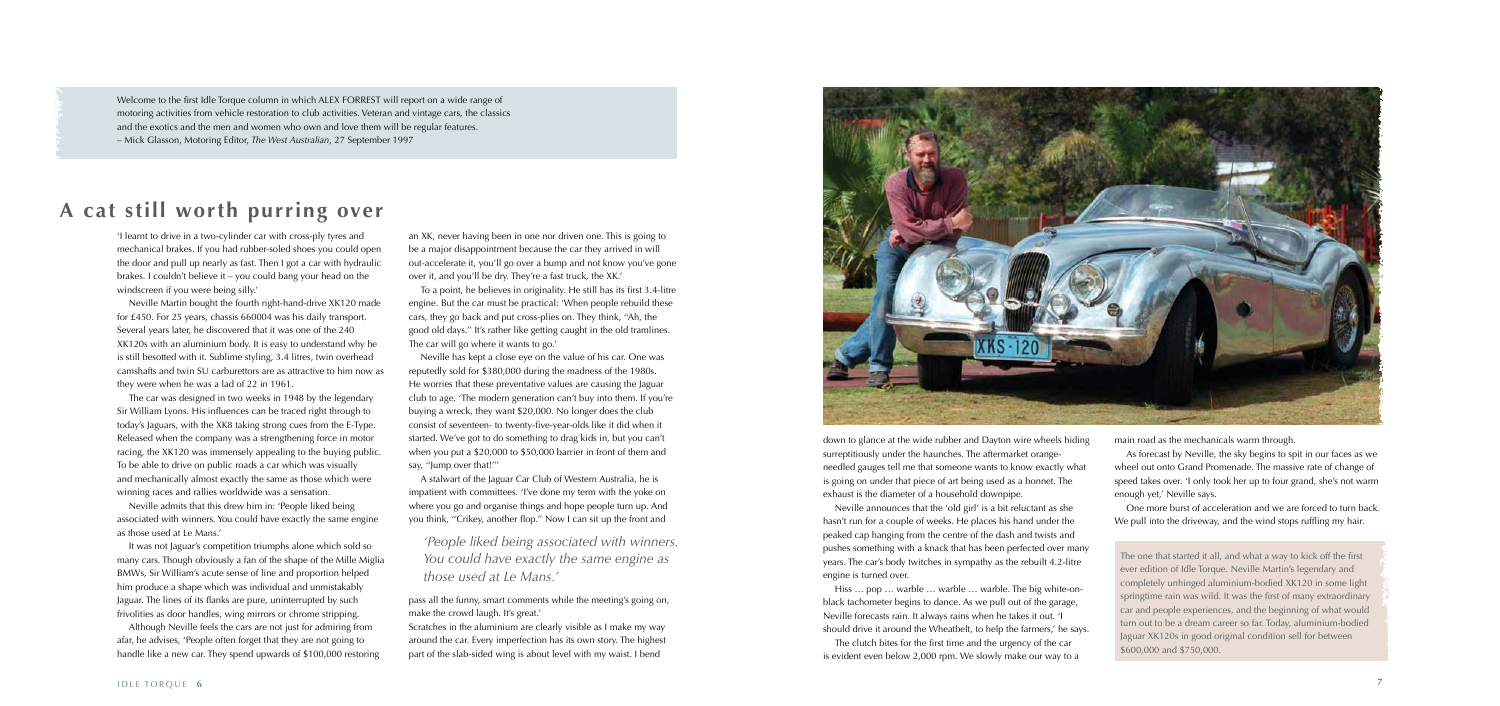Welcome to the first Idle Torque column in which ALEX FORREST will report on a wide range of motoring activities from vehicle restoration to club activities. Veteran and vintage cars, the classics and the exotics and the men and women who own and love them will be regular features.
– Mick Glasson, Motoring Editor, *The West Australian*, 27 September 1997

# A cat still worth purring over

'I learnt to drive in a two-cylinder car with cross-ply tyres and mechanical brakes. If you had rubber-soled shoes you could open the door and pull up nearly as fast. Then I got a car with hydraulic brakes. I couldn't believe it – you could bang your head on the windscreen if you were being silly.'

Neville Martin bought the fourth right-hand-drive XK120 made for £450. For 25 years, chassis 660004 was his daily transport. Several years later, he discovered that it was one of the 240 XK120s with an aluminium body. It is easy to understand why he is still besotted with it. Sublime styling, 3.4 litres, twin overhead camshafts and twin SU carburettors are as attractive to him now as they were when he was a lad of 22 in 1961.

The car was designed in two weeks in 1948 by the legendary Sir William Lyons. His influences can be traced right through to today's Jaguars, with the XK8 taking strong cues from the E-Type. Released when the company was a strengthening force in motor racing, the XK120 was immensely appealing to the buying public. To be able to drive on public roads a car which was visually and mechanically almost exactly the same as those which were winning races and rallies worldwide was a sensation.

Neville admits that this drew him in: 'People liked being associated with winners. You could have exactly the same engine as those used at Le Mans.'

It was not Jaguar's competition triumphs alone which sold so many cars. Though obviously a fan of the shape of the Mille Miglia BMWs, Sir William's acute sense of line and proportion helped him produce a shape which was individual and unmistakably Jaguar. The lines of its flanks are pure, uninterrupted by such frivolities as door handles, wing mirrors or chrome stripping.

Although Neville feels the cars are not just for admiring from afar, he advises, 'People often forget that they are not going to handle like a new car. They spend upwards of $100,000 restoring an XK, never having been in one nor driven one. This is going to be a major disappointment because the car they arrived in will out-accelerate it, you'll go over a bump and not know you've gone over it, and you'll be dry. They're a fast truck, the XK.'

To a point, he believes in originality. He still has its first 3.4-litre engine. But the car must be practical: 'When people rebuild these cars, they go back and put cross-plies on. They think, "Ah, the good old days." It's rather like getting caught in the old tramlines. The car will go where it wants to go.'

Neville has kept a close eye on the value of his car. One was reputedly sold for $380,000 during the madness of the 1980s. He worries that these preventative values are causing the Jaguar club to age. 'The modern generation can't buy into them. If you're buying a wreck, they want $20,000. No longer does the club consist of seventeen- to twenty-five-year-olds like it did when it started. We've got to do something to drag kids in, but you can't when you put a $20,000 to $50,000 barrier in front of them and say, "Jump over that!"'

A stalwart of the Jaguar Car Club of Western Australia, he is impatient with committees. 'I've done my term with the yoke on where you go and organise things and hope people turn up. And you think, "Crikey, another flop." Now I can sit up the front and pass all the funny, smart comments while the meeting's going on, make the crowd laugh. It's great.'

> *'People liked being associated with winners. You could have exactly the same engine as those used at Le Mans.'*

Scratches in the aluminium are clearly visible as I make my way around the car. Every imperfection has its own story. The highest part of the slab-sided wing is about level with my waist. I bend down to glance at the wide rubber and Dayton wire wheels hiding surreptitiously under the haunches. The aftermarket orange-needled gauges tell me that someone wants to know exactly what is going on under that piece of art being used as a bonnet. The exhaust is the diameter of a household downpipe.

Neville announces that the 'old girl' is a bit reluctant as she hasn't run for a couple of weeks. He places his hand under the peaked cap hanging from the centre of the dash and twists and pushes something with a knack that has been perfected over many years. The car's body twitches in sympathy as the rebuilt 4.2-litre engine is turned over.

Hiss … pop … warble … warble … warble. The big white-on-black tachometer begins to dance. As we pull out of the garage, Neville forecasts rain. It always rains when he takes it out. 'I should drive it around the Wheatbelt, to help the farmers,' he says.

The clutch bites for the first time and the urgency of the car is evident even below 2,000 rpm. We slowly make our way to a main road as the mechanicals warm through.

As forecast by Neville, the sky begins to spit in our faces as we wheel out onto Grand Promenade. The massive rate of change of speed takes over. 'I only took her up to four grand, she's not warm enough yet,' Neville says.

One more burst of acceleration and we are forced to turn back. We pull into the driveway, and the wind stops ruffling my hair.

The one that started it all, and what a way to kick off the first ever edition of Idle Torque. Neville Martin's legendary and completely unhinged aluminium-bodied XK120 in some light springtime rain was wild. It was the first of many extraordinary car and people experiences, and the beginning of what would turn out to be a dream career so far. Today, aluminium-bodied Jaguar XK120s in good original condition sell for between $600,000 and $750,000.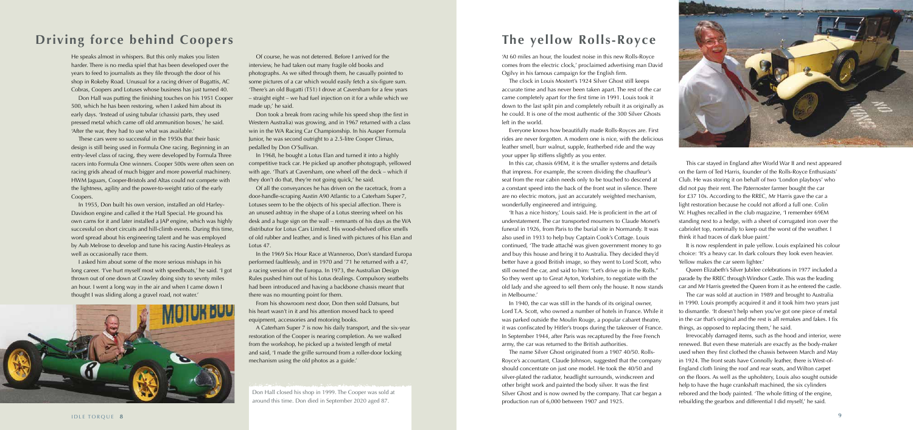## Driving force behind Coopers

He speaks almost in whispers. But this only makes you listen harder. There is no media spiel that has been developed over the years to feed to journalists as they file through the door of his shop in Rokeby Road. Unusual for a racing driver of Bugattis, AC Cobras, Coopers and Lotuses whose business has just turned 40.

Don Hall was putting the finishing touches on his 1951 Cooper 500, which he has been restoring, when I asked him about its early days. 'Instead of using tubular (chassis) parts, they used pressed metal which came off old ammunition boxes,' he said. 'After the war, they had to use what was available.'

These cars were so successful in the 1950s that their basic design is still being used in Formula One racing. Beginning in an entry-level class of racing, they were developed by Formula Three racers into Formula One winners. Cooper 500s were often seen on racing grids ahead of much bigger and more powerful machinery. HWM Jaguars, Cooper-Bristols and Altas could not compete with the lightness, agility and the power-to-weight ratio of the early Coopers.

In 1955, Don built his own version, installed an old Harley-Davidson engine and called it the Hall Special. He ground his own cams for it and later installed a JAP engine, which was highly successful on short circuits and hill-climb events. During this time, word spread about his engineering talent and he was employed by Aub Melrose to develop and tune his racing Austin-Healeys as well as occasionally race them.

I asked him about some of the more serious mishaps in his long career. 'I've hurt myself most with speedboats,' he said. 'I got thrown out of one down at Crawley doing sixty to sevnty miles an hour. I went a long way in the air and when I came down I thought I was sliding along a gravel road, not water.'

Of course, he was not deterred. Before I arrived for the interview, he had taken out many fragile old books and photographs. As we sifted through them, he casually pointed to some pictures of a car which would easily fetch a six-figure sum. 'There's an old Bugatti (T51) I drove at Caversham for a few years – straight eight – we had fuel injection on it for a while which we made up,' he said.

Don took a break from racing while his speed shop (the first in Western Australia) was growing, and in 1967 returned with a class win in the WA Racing Car Championship. In his Ausper Formula Junior, he was second outright to a 2.5-litre Cooper Climax, pedalled by Don O'Sullivan.

In 1968, he bought a Lotus Elan and turned it into a highly competitive track car. He picked up another photograph, yellowed with age. 'That's at Caversham, one wheel off the deck – which if they don't do that, they're not going quick,' he said.

Of all the conveyances he has driven on the racetrack, from a door-handle-scraping Austin A90 Atlantic to a Caterham Super7, Lotuses seem to be the objects of his special affection. There is an unused ashtray in the shape of a Lotus steering wheel on his desk and a huge sign on the wall – remnants of his days as the WA distributor for Lotus Cars Limited. His wood-shelved office smells of old rubber and leather, and is lined with pictures of his Elan and Lotus 47.

In the 1969 Six Hour Race at Wanneroo, Don's standard Europa performed faultlessly, and in 1970 and '71 he returned with a 47, a racing version of the Europa. In 1973, the Australian Design Rules pushed him out of his Lotus dealings. Compulsory seatbelts had been introduced and having a backbone chassis meant that there was no mounting point for them.

From his showroom next door, Don then sold Datsuns, but his heart wasn't in it and his attention moved back to speed equipment, accessories and motoring books.

A Caterham Super 7 is now his daily transport, and the six-year restoration of the Cooper is nearing completion. As we walked from the workshop, he picked up a twisted length of metal and said, 'I made the grille surround from a roller-door locking mechanism using the old photos as a guide.'

Don Hall closed his shop in 1999. The Cooper was sold at around this time. Don died in September 2020 aged 87.

## The yellow Rolls-Royce

'At 60 miles an hour, the loudest noise in this new Rolls-Royce comes from the electric clock,' proclaimed advertising man David Ogilvy in his famous campaign for the English firm.

The clock in Louis Mostert's 1924 Silver Ghost still keeps accurate time and has never been taken apart. The rest of the car came completely apart for the first time in 1991. Louis took it down to the last split pin and completely rebuilt it as originally as he could. It is one of the most authentic of the 300 Silver Ghosts left in the world.

Everyone knows how beautifully made Rolls-Royces are. First rides are never forgotten. A modern one is nice, with the delicious leather smell, burr walnut, supple, featherbed ride and the way your upper lip stiffens slightly as you enter.

In this car, chassis 69EM, it is the smaller systems and details that impress. For example, the screen dividing the chauffeur's seat from the rear cabin needs only to be touched to descend at a constant speed into the back of the front seat in silence. There are no electric motors, just an accurately weighted mechanism, wonderfully engineered and intriguing.

'It has a nice history,' Louis said. He is proficient in the art of understatement. The car transported mourners to Claude Monet's funeral in 1926, from Paris to the burial site in Normandy. It was also used in 1933 to help buy Captain Cook's Cottage. Louis continued, 'The trade attaché was given government money to go and buy this house and bring it to Australia. They decided they'd better have a good British image, so they went to Lord Scott, who still owned the car, and said to him: "Let's drive up in the Rolls." So they went up to Great Ayton, Yorkshire, to negotiate with the old lady and she agreed to sell them only the house. It now stands in Melbourne.'

In 1940, the car was still in the hands of its original owner, Lord T.A. Scott, who owned a number of hotels in France. While it was parked outside the Moulin Rouge, a popular cabaret theatre, it was confiscated by Hitler's troops during the takeover of France. In September 1944, after Paris was recaptured by the Free French army, the car was returned to the British authorities.

The name Silver Ghost originated from a 1907 40/50. Rolls-Royce's accountant, Claude Johnson, suggested that the company should concentrate on just one model. He took the 40/50 and silver-plated the radiator, headlight surrounds, windscreen and other bright work and painted the body silver. It was the first Silver Ghost and is now owned by the company. That car began a production run of 6,000 between 1907 and 1925.

This car stayed in England after World War II and next appeared on the farm of Ted Harris, founder of the Rolls-Royce Enthusiasts' Club. He was storing it on behalf of two 'London playboys' who did not pay their rent. The Paternoster farmer bought the car for £37 10s. According to the RREC, Mr Harris gave the car a light restoration because he could not afford a full one. Colin W. Hughes recalled in the club magazine, 'I remember 69EM standing next to a hedge, with a sheet of corrugated iron over the cabriolet top, nominally to keep out the worst of the weather. I think it had traces of dark blue paint.'

It is now resplendent in pale yellow. Louis explained his colour choice: 'It's a heavy car. In dark colours they look even heavier. Yellow makes the car seem lighter.'

Queen Elizabeth's Silver Jubilee celebrations in 1977 included a parade by the RREC through Windsor Castle. This was the leading car and Mr Harris greeted the Queen from it as he entered the castle.

The car was sold at auction in 1989 and brought to Australia in 1990. Louis promptly acquired it and it took him two years just to dismantle. 'It doesn't help when you've got one piece of metal in the car that's original and the rest is all remakes and fakes. I fix things, as opposed to replacing them,' he said.

Irrevocably damaged items, such as the hood and interior, were renewed. But even these materials are exactly as the body-maker used when they first clothed the chassis between March and May in 1924. The front seats have Connolly leather, there is West-of-England cloth lining the roof and rear seats, and Wilton carpet on the floors. As well as the upholstery, Louis also sought outside help to have the huge crankshaft machined, the six cylinders rebored and the body painted. 'The whole fitting of the engine, rebuilding the gearbox and differential I did myself,' he said.